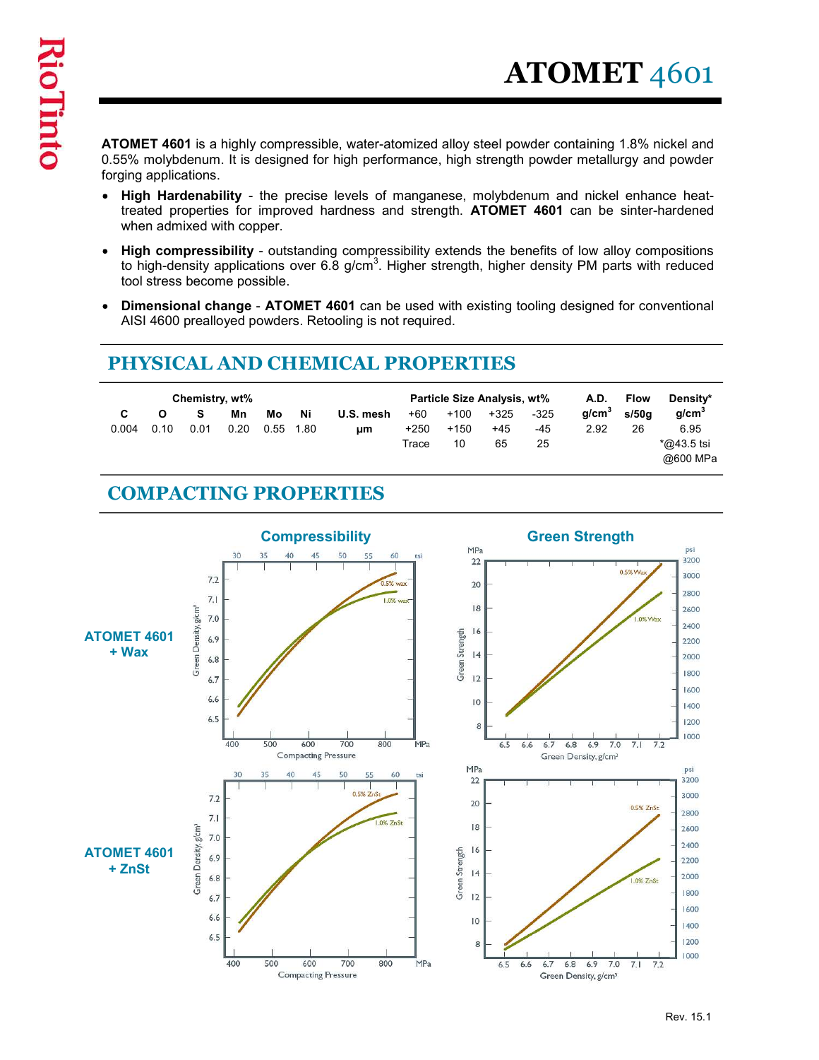# ATOMET 4601

**ATOMET 4601** is a highly compressible, water-atomized alloy steel powder containing 1.8% nickel and 0.55% molybdenum. It is designed for high performance, high strength powder metallurgy and powder forging applications.

- **High Hardenability** - the precise levels of manganese, molybdenum and nickel enhance heat-treated properties for improved hardness and strength. **ATOMET 4601** can be sinter-hardened when admixed with copper.
- **High compressibility** - outstanding compressibility extends the benefits of low alloy compositions to high-density applications over 6.8 g/cm$^3$. Higher strength, higher density PM parts with reduced tool stress become possible.
- **Dimensional change** - **ATOMET 4601** can be used with existing tooling designed for conventional AISI 4600 prealloyed powders. Retooling is not required.

## PHYSICAL AND CHEMICAL PROPERTIES

| Chemistry, wt% | | | | | | | Particle Size Analysis, wt% | | | | A.D. | Flow | Density* |
|---|---|---|---|---|---|---|---|---|---|---|---|---|---|
| C | O | S | Mn | Mo | Ni | U.S. mesh | +60 | +100 | +325 | -325 | g/cm$^3$ | s/50g | g/cm$^3$ |
| 0.004 | 0.10 | 0.01 | 0.20 | 0.55 | 1.80 | µm | +250 | +150 | +45 | -45 | 2.92 | 26 | 6.95 |
| | | | | | | | Trace | 10 | 65 | 25 | | | *@43.5 tsi @600 MPa |

## COMPACTING PROPERTIES

**ATOMET 4601 + Wax**

Compressibility

Green Strength

**ATOMET 4601 + ZnSt**

Compressibility

Green Strength

Rev. 15.1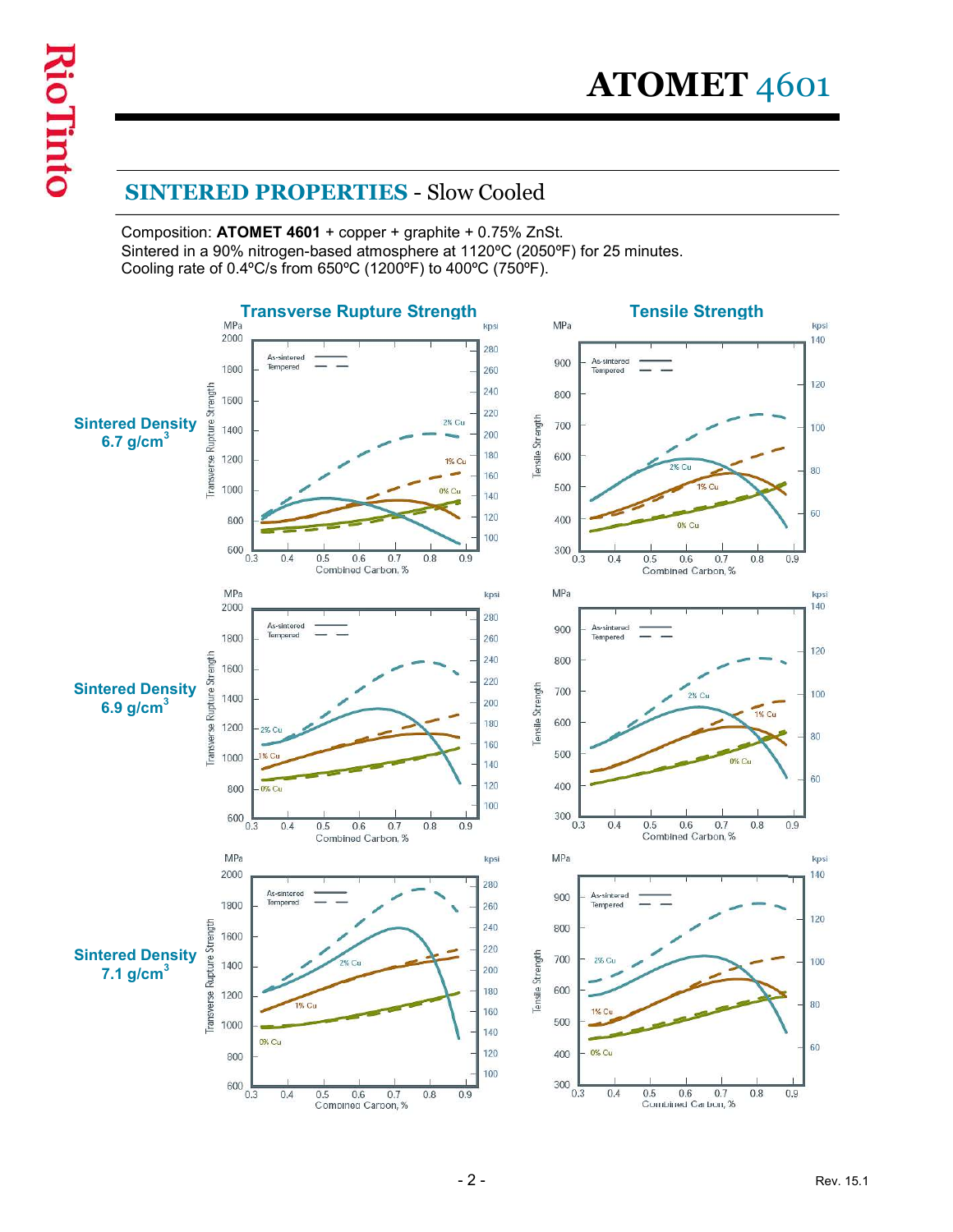## SINTERED PROPERTIES - Slow Cooled

Composition: **ATOMET 4601** + copper + graphite + 0.75% ZnSt.
Sintered in a 90% nitrogen-based atmosphere at 1120ºC (2050ºF) for 25 minutes.
Cooling rate of 0.4ºC/s from 650ºC (1200ºF) to 400ºC (750ºF).

### Transverse Rupture Strength

### Tensile Strength

**Sintered Density 6.7 g/cm$^3$**

**Sintered Density 6.9 g/cm$^3$**

**Sintered Density 7.1 g/cm$^3$**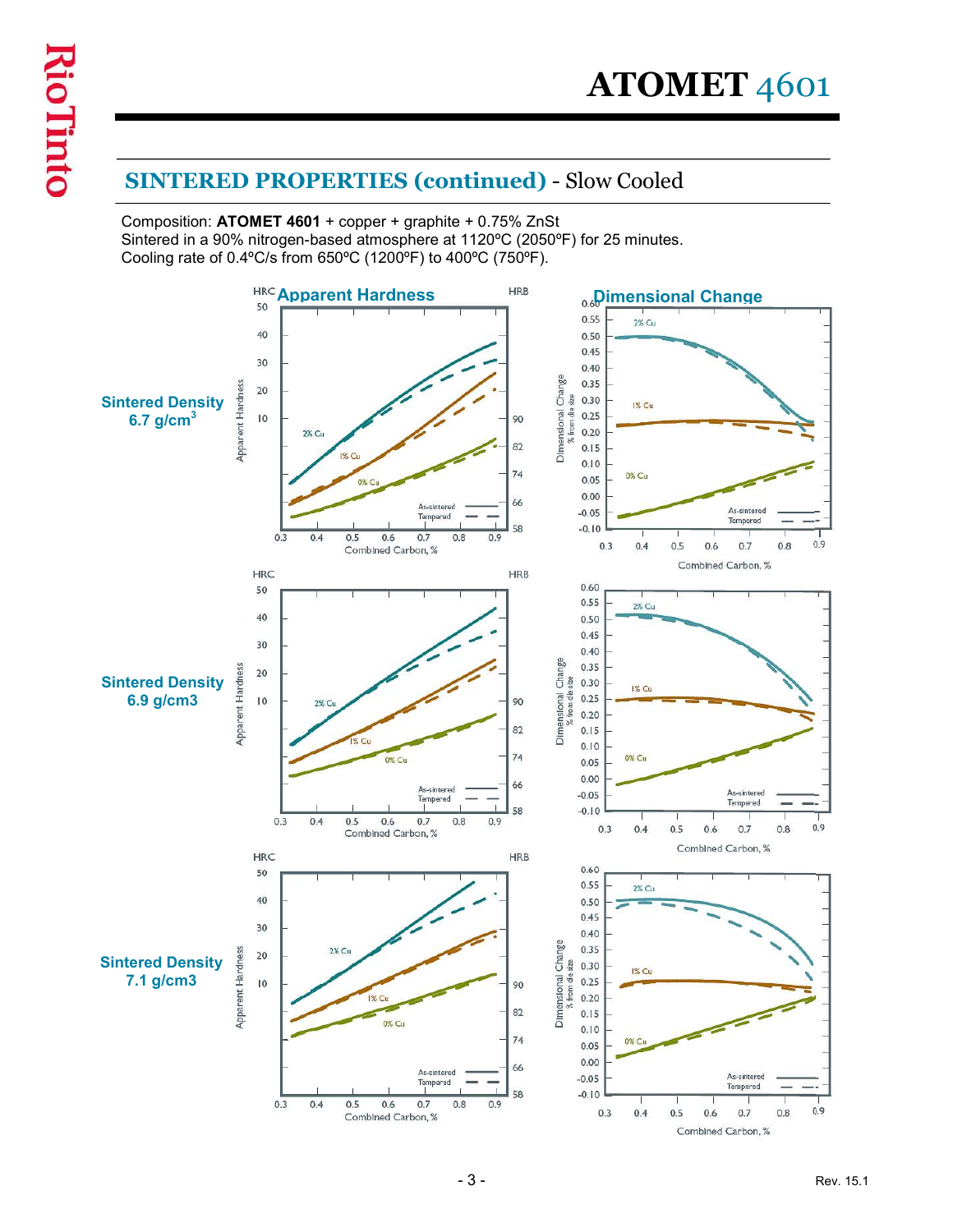# ATOMET 4601

## SINTERED PROPERTIES (continued) - Slow Cooled

Composition: **ATOMET 4601** + copper + graphite + 0.75% ZnSt
Sintered in a 90% nitrogen-based atmosphere at 1120ºC (2050ºF) for 25 minutes.
Cooling rate of 0.4ºC/s from 650ºC (1200ºF) to 400ºC (750ºF).

### Apparent Hardness / Dimensional Change

**Sintered Density 6.7 g/cm$^3$**

**Sintered Density 6.9 g/cm3**

**Sintered Density 7.1 g/cm3**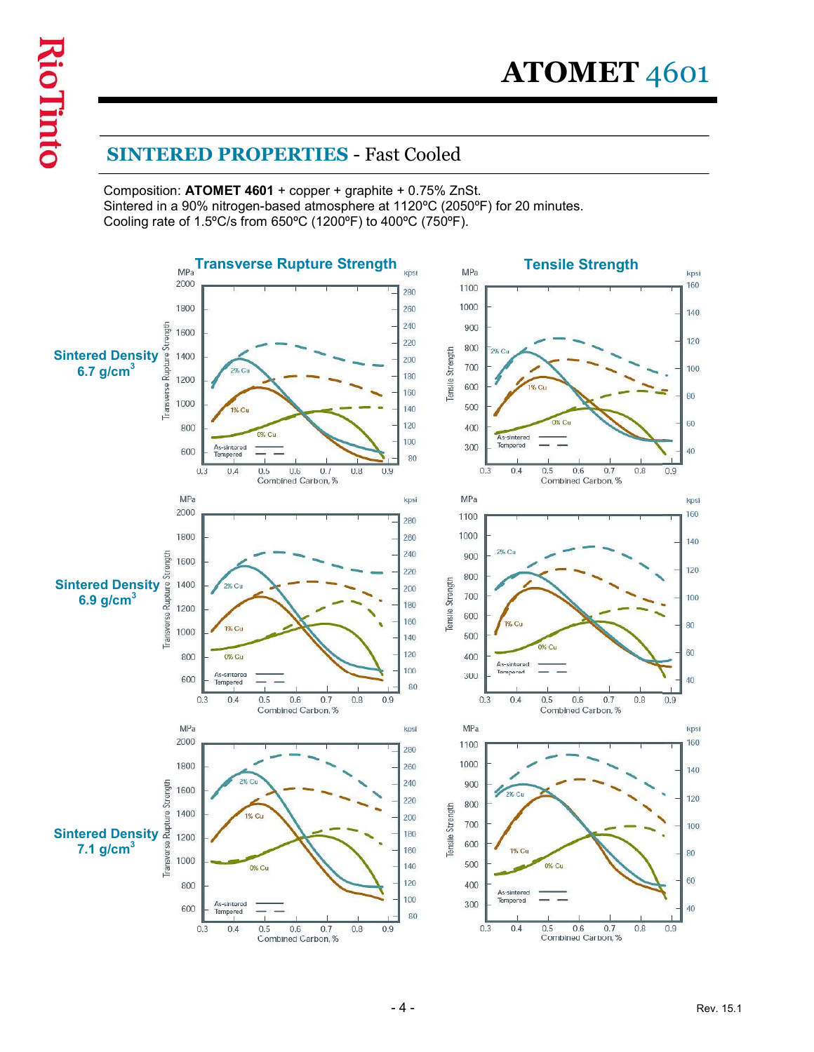## SINTERED PROPERTIES - Fast Cooled

Composition: **ATOMET 4601** + copper + graphite + 0.75% ZnSt.
Sintered in a 90% nitrogen-based atmosphere at 1120ºC (2050ºF) for 20 minutes.
Cooling rate of 1.5ºC/s from 650ºC (1200ºF) to 400ºC (750ºF).

**Transverse Rupture Strength** | **Tensile Strength**

**Sintered Density 6.7 g/cm³**

**Sintered Density 6.9 g/cm³**

**Sintered Density 7.1 g/cm³**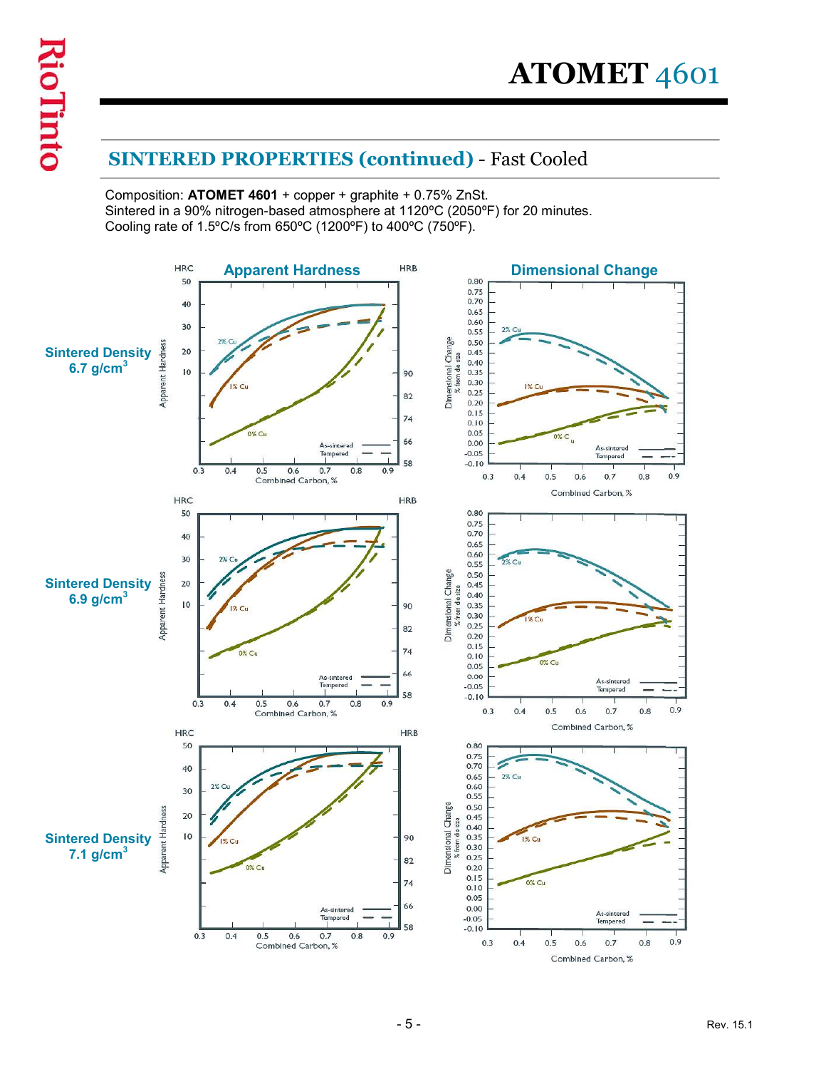# ATOMET 4601

## SINTERED PROPERTIES (continued) - Fast Cooled

Composition: **ATOMET 4601** + copper + graphite + 0.75% ZnSt.
Sintered in a 90% nitrogen-based atmosphere at 1120ºC (2050ºF) for 20 minutes.
Cooling rate of 1.5ºC/s from 650ºC (1200ºF) to 400ºC (750ºF).

**Apparent Hardness** | **Dimensional Change**

**Sintered Density 6.7 g/cm³**

**Sintered Density 6.9 g/cm³**

**Sintered Density 7.1 g/cm³**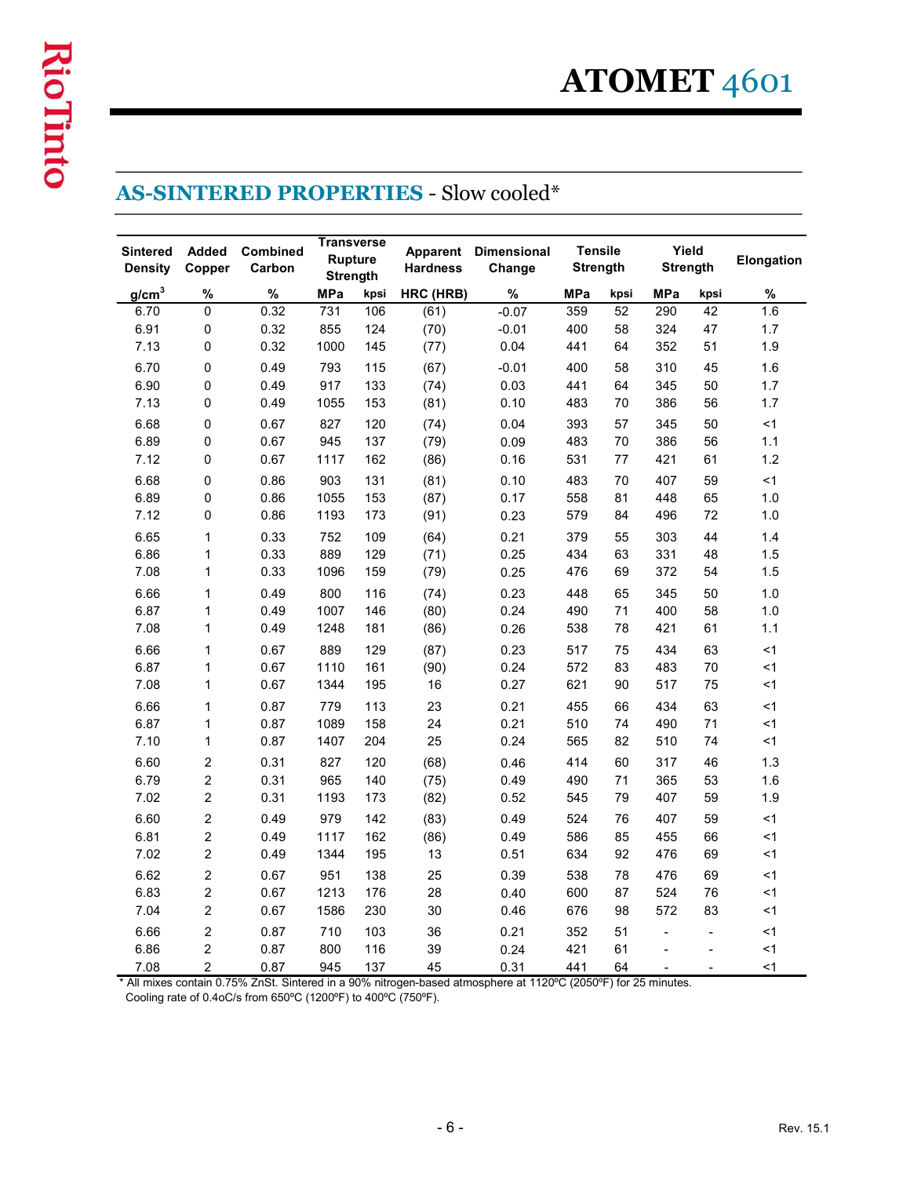# ATOMET 4601

## AS-SINTERED PROPERTIES - Slow cooled*

| Sintered Density | Added Copper | Combined Carbon | Transverse Rupture Strength | | Apparent Hardness | Dimensional Change | Tensile Strength | | Yield Strength | | Elongation |
|---|---|---|---|---|---|---|---|---|---|---|---|
| g/cm³ | % | % | MPa | kpsi | HRC (HRB) | % | MPa | kpsi | MPa | kpsi | % |
| 6.70 | 0 | 0.32 | 731 | 106 | (61) | -0.07 | 359 | 52 | 290 | 42 | 1.6 |
| 6.91 | 0 | 0.32 | 855 | 124 | (70) | -0.01 | 400 | 58 | 324 | 47 | 1.7 |
| 7.13 | 0 | 0.32 | 1000 | 145 | (77) | 0.04 | 441 | 64 | 352 | 51 | 1.9 |
| 6.70 | 0 | 0.49 | 793 | 115 | (67) | -0.01 | 400 | 58 | 310 | 45 | 1.6 |
| 6.90 | 0 | 0.49 | 917 | 133 | (74) | 0.03 | 441 | 64 | 345 | 50 | 1.7 |
| 7.13 | 0 | 0.49 | 1055 | 153 | (81) | 0.10 | 483 | 70 | 386 | 56 | 1.7 |
| 6.68 | 0 | 0.67 | 827 | 120 | (74) | 0.04 | 393 | 57 | 345 | 50 | <1 |
| 6.89 | 0 | 0.67 | 945 | 137 | (79) | 0.09 | 483 | 70 | 386 | 56 | 1.1 |
| 7.12 | 0 | 0.67 | 1117 | 162 | (86) | 0.16 | 531 | 77 | 421 | 61 | 1.2 |
| 6.68 | 0 | 0.86 | 903 | 131 | (81) | 0.10 | 483 | 70 | 407 | 59 | <1 |
| 6.89 | 0 | 0.86 | 1055 | 153 | (87) | 0.17 | 558 | 81 | 448 | 65 | 1.0 |
| 7.12 | 0 | 0.86 | 1193 | 173 | (91) | 0.23 | 579 | 84 | 496 | 72 | 1.0 |
| 6.65 | 1 | 0.33 | 752 | 109 | (64) | 0.21 | 379 | 55 | 303 | 44 | 1.4 |
| 6.86 | 1 | 0.33 | 889 | 129 | (71) | 0.25 | 434 | 63 | 331 | 48 | 1.5 |
| 7.08 | 1 | 0.33 | 1096 | 159 | (79) | 0.25 | 476 | 69 | 372 | 54 | 1.5 |
| 6.66 | 1 | 0.49 | 800 | 116 | (74) | 0.23 | 448 | 65 | 345 | 50 | 1.0 |
| 6.87 | 1 | 0.49 | 1007 | 146 | (80) | 0.24 | 490 | 71 | 400 | 58 | 1.0 |
| 7.08 | 1 | 0.49 | 1248 | 181 | (86) | 0.26 | 538 | 78 | 421 | 61 | 1.1 |
| 6.66 | 1 | 0.67 | 889 | 129 | (87) | 0.23 | 517 | 75 | 434 | 63 | <1 |
| 6.87 | 1 | 0.67 | 1110 | 161 | (90) | 0.24 | 572 | 83 | 483 | 70 | <1 |
| 7.08 | 1 | 0.67 | 1344 | 195 | 16 | 0.27 | 621 | 90 | 517 | 75 | <1 |
| 6.66 | 1 | 0.87 | 779 | 113 | 23 | 0.21 | 455 | 66 | 434 | 63 | <1 |
| 6.87 | 1 | 0.87 | 1089 | 158 | 24 | 0.21 | 510 | 74 | 490 | 71 | <1 |
| 7.10 | 1 | 0.87 | 1407 | 204 | 25 | 0.24 | 565 | 82 | 510 | 74 | <1 |
| 6.60 | 2 | 0.31 | 827 | 120 | (68) | 0.46 | 414 | 60 | 317 | 46 | 1.3 |
| 6.79 | 2 | 0.31 | 965 | 140 | (75) | 0.49 | 490 | 71 | 365 | 53 | 1.6 |
| 7.02 | 2 | 0.31 | 1193 | 173 | (82) | 0.52 | 545 | 79 | 407 | 59 | 1.9 |
| 6.60 | 2 | 0.49 | 979 | 142 | (83) | 0.49 | 524 | 76 | 407 | 59 | <1 |
| 6.81 | 2 | 0.49 | 1117 | 162 | (86) | 0.49 | 586 | 85 | 455 | 66 | <1 |
| 7.02 | 2 | 0.49 | 1344 | 195 | 13 | 0.51 | 634 | 92 | 476 | 69 | <1 |
| 6.62 | 2 | 0.67 | 951 | 138 | 25 | 0.39 | 538 | 78 | 476 | 69 | <1 |
| 6.83 | 2 | 0.67 | 1213 | 176 | 28 | 0.40 | 600 | 87 | 524 | 76 | <1 |
| 7.04 | 2 | 0.67 | 1586 | 230 | 30 | 0.46 | 676 | 98 | 572 | 83 | <1 |
| 6.66 | 2 | 0.87 | 710 | 103 | 36 | 0.21 | 352 | 51 | - | - | <1 |
| 6.86 | 2 | 0.87 | 800 | 116 | 39 | 0.24 | 421 | 61 | - | - | <1 |
| 7.08 | 2 | 0.87 | 945 | 137 | 45 | 0.31 | 441 | 64 | - | - | <1 |

\* All mixes contain 0.75% ZnSt. Sintered in a 90% nitrogen-based atmosphere at 1120ºC (2050ºF) for 25 minutes. Cooling rate of 0.4oC/s from 650ºC (1200ºF) to 400ºC (750ºF).

Rev. 15.1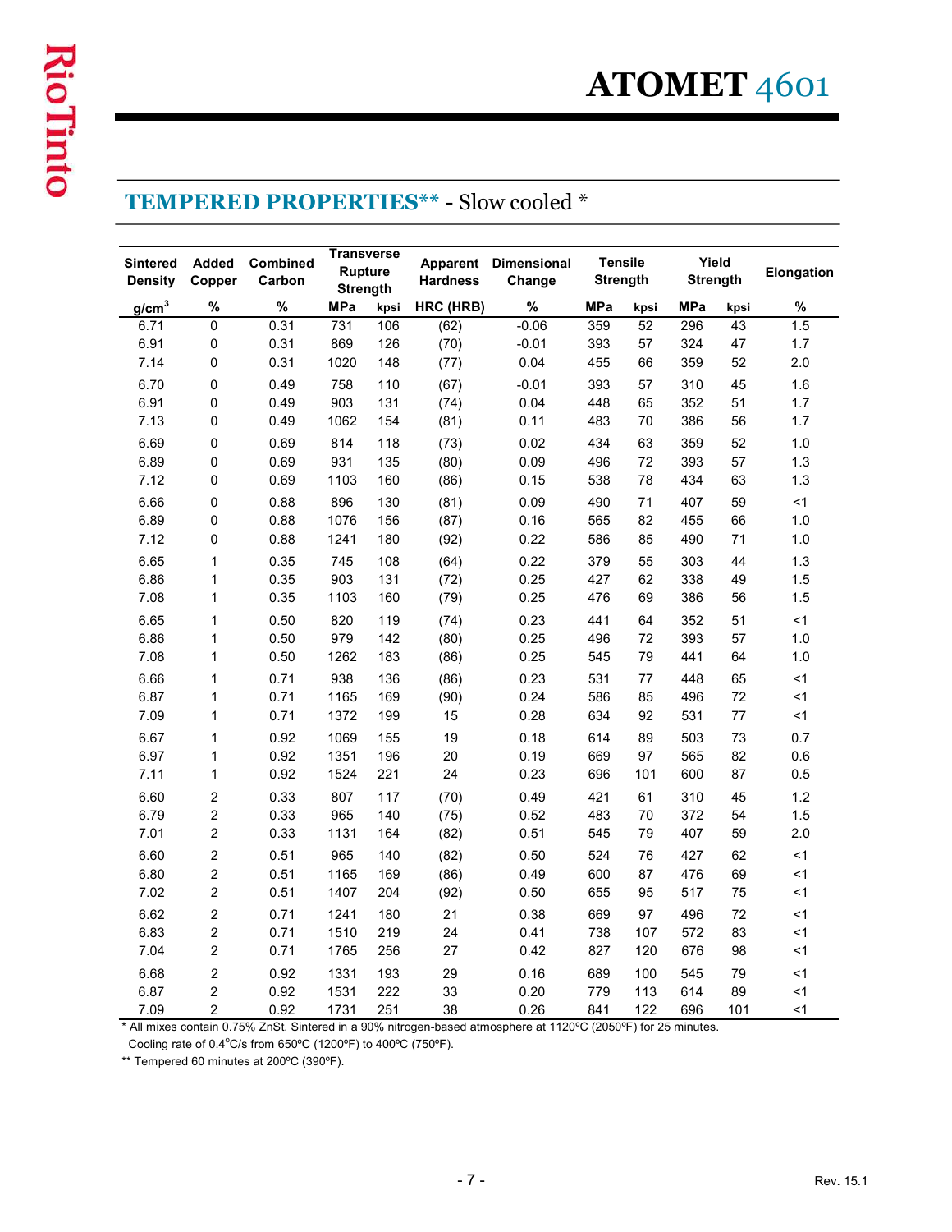# ATOMET 4601

## TEMPERED PROPERTIES** - Slow cooled *

| Sintered Density | Added Copper | Combined Carbon | Transverse Rupture Strength | | Apparent Hardness | Dimensional Change | Tensile Strength | | Yield Strength | | Elongation |
|---|---|---|---|---|---|---|---|---|---|---|---|
| g/cm$^3$ | % | % | MPa | kpsi | HRC (HRB) | % | MPa | kpsi | MPa | kpsi | % |
| 6.71 | 0 | 0.31 | 731 | 106 | (62) | -0.06 | 359 | 52 | 296 | 43 | 1.5 |
| 6.91 | 0 | 0.31 | 869 | 126 | (70) | -0.01 | 393 | 57 | 324 | 47 | 1.7 |
| 7.14 | 0 | 0.31 | 1020 | 148 | (77) | 0.04 | 455 | 66 | 359 | 52 | 2.0 |
| 6.70 | 0 | 0.49 | 758 | 110 | (67) | -0.01 | 393 | 57 | 310 | 45 | 1.6 |
| 6.91 | 0 | 0.49 | 903 | 131 | (74) | 0.04 | 448 | 65 | 352 | 51 | 1.7 |
| 7.13 | 0 | 0.49 | 1062 | 154 | (81) | 0.11 | 483 | 70 | 386 | 56 | 1.7 |
| 6.69 | 0 | 0.69 | 814 | 118 | (73) | 0.02 | 434 | 63 | 359 | 52 | 1.0 |
| 6.89 | 0 | 0.69 | 931 | 135 | (80) | 0.09 | 496 | 72 | 393 | 57 | 1.3 |
| 7.12 | 0 | 0.69 | 1103 | 160 | (86) | 0.15 | 538 | 78 | 434 | 63 | 1.3 |
| 6.66 | 0 | 0.88 | 896 | 130 | (81) | 0.09 | 490 | 71 | 407 | 59 | <1 |
| 6.89 | 0 | 0.88 | 1076 | 156 | (87) | 0.16 | 565 | 82 | 455 | 66 | 1.0 |
| 7.12 | 0 | 0.88 | 1241 | 180 | (92) | 0.22 | 586 | 85 | 490 | 71 | 1.0 |
| 6.65 | 1 | 0.35 | 745 | 108 | (64) | 0.22 | 379 | 55 | 303 | 44 | 1.3 |
| 6.86 | 1 | 0.35 | 903 | 131 | (72) | 0.25 | 427 | 62 | 338 | 49 | 1.5 |
| 7.08 | 1 | 0.35 | 1103 | 160 | (79) | 0.25 | 476 | 69 | 386 | 56 | 1.5 |
| 6.65 | 1 | 0.50 | 820 | 119 | (74) | 0.23 | 441 | 64 | 352 | 51 | <1 |
| 6.86 | 1 | 0.50 | 979 | 142 | (80) | 0.25 | 496 | 72 | 393 | 57 | 1.0 |
| 7.08 | 1 | 0.50 | 1262 | 183 | (86) | 0.25 | 545 | 79 | 441 | 64 | 1.0 |
| 6.66 | 1 | 0.71 | 938 | 136 | (86) | 0.23 | 531 | 77 | 448 | 65 | <1 |
| 6.87 | 1 | 0.71 | 1165 | 169 | (90) | 0.24 | 586 | 85 | 496 | 72 | <1 |
| 7.09 | 1 | 0.71 | 1372 | 199 | 15 | 0.28 | 634 | 92 | 531 | 77 | <1 |
| 6.67 | 1 | 0.92 | 1069 | 155 | 19 | 0.18 | 614 | 89 | 503 | 73 | 0.7 |
| 6.97 | 1 | 0.92 | 1351 | 196 | 20 | 0.19 | 669 | 97 | 565 | 82 | 0.6 |
| 7.11 | 1 | 0.92 | 1524 | 221 | 24 | 0.23 | 696 | 101 | 600 | 87 | 0.5 |
| 6.60 | 2 | 0.33 | 807 | 117 | (70) | 0.49 | 421 | 61 | 310 | 45 | 1.2 |
| 6.79 | 2 | 0.33 | 965 | 140 | (75) | 0.52 | 483 | 70 | 372 | 54 | 1.5 |
| 7.01 | 2 | 0.33 | 1131 | 164 | (82) | 0.51 | 545 | 79 | 407 | 59 | 2.0 |
| 6.60 | 2 | 0.51 | 965 | 140 | (82) | 0.50 | 524 | 76 | 427 | 62 | <1 |
| 6.80 | 2 | 0.51 | 1165 | 169 | (86) | 0.49 | 600 | 87 | 476 | 69 | <1 |
| 7.02 | 2 | 0.51 | 1407 | 204 | (92) | 0.50 | 655 | 95 | 517 | 75 | <1 |
| 6.62 | 2 | 0.71 | 1241 | 180 | 21 | 0.38 | 669 | 97 | 496 | 72 | <1 |
| 6.83 | 2 | 0.71 | 1510 | 219 | 24 | 0.41 | 738 | 107 | 572 | 83 | <1 |
| 7.04 | 2 | 0.71 | 1765 | 256 | 27 | 0.42 | 827 | 120 | 676 | 98 | <1 |
| 6.68 | 2 | 0.92 | 1331 | 193 | 29 | 0.16 | 689 | 100 | 545 | 79 | <1 |
| 6.87 | 2 | 0.92 | 1531 | 222 | 33 | 0.20 | 779 | 113 | 614 | 89 | <1 |
| 7.09 | 2 | 0.92 | 1731 | 251 | 38 | 0.26 | 841 | 122 | 696 | 101 | <1 |

\* All mixes contain 0.75% ZnSt. Sintered in a 90% nitrogen-based atmosphere at 1120ºC (2050ºF) for 25 minutes. Cooling rate of 0.4ºC/s from 650ºC (1200ºF) to 400ºC (750ºF).

** Tempered 60 minutes at 200ºC (390ºF).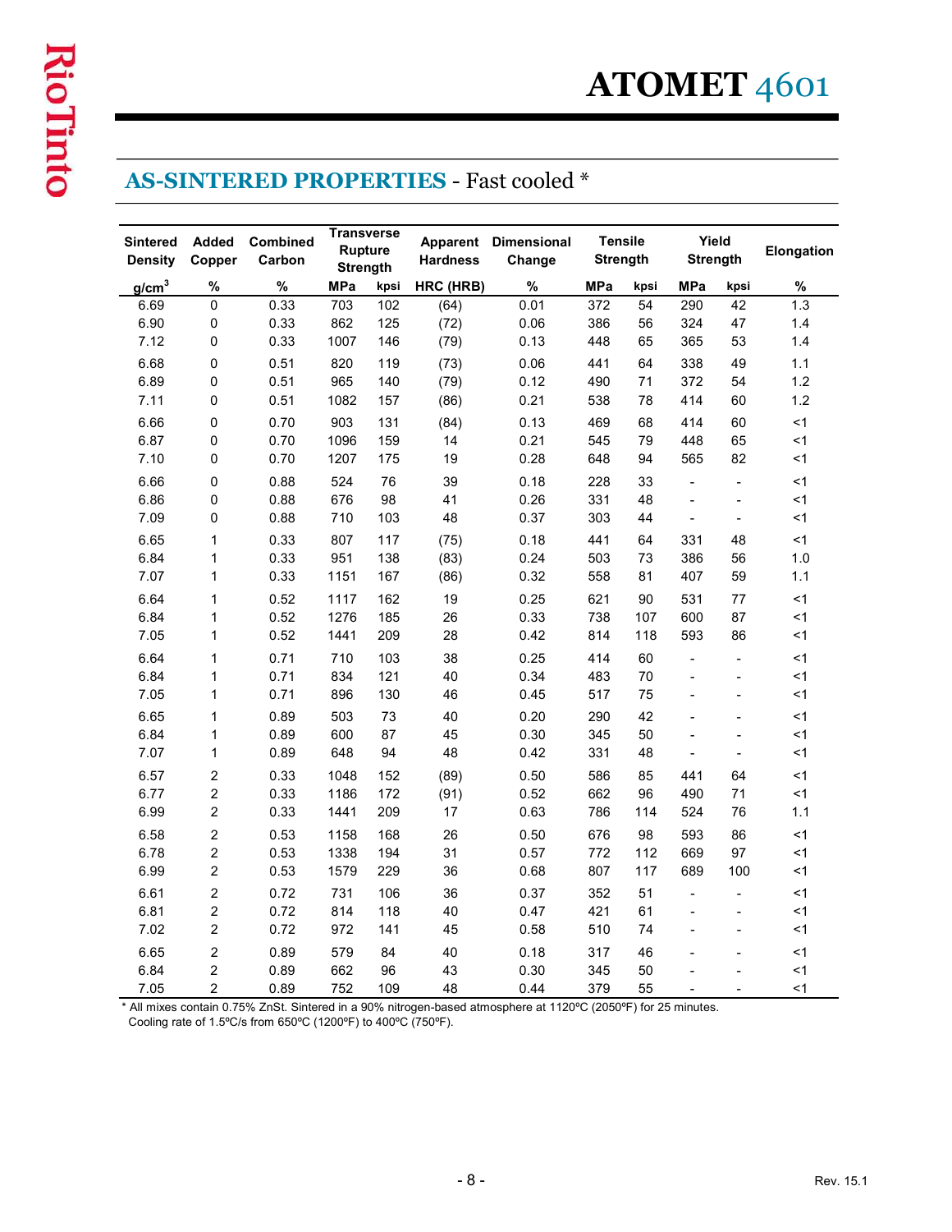# ATOMET 4601

## AS-SINTERED PROPERTIES - Fast cooled *

| Sintered Density | Added Copper | Combined Carbon | Transverse Rupture Strength | | Apparent Hardness | Dimensional Change | Tensile Strength | | Yield Strength | | Elongation |
|---|---|---|---|---|---|---|---|---|---|---|---|
| g/cm$^3$ | % | % | MPa | kpsi | HRC (HRB) | % | MPa | kpsi | MPa | kpsi | % |
| 6.69 | 0 | 0.33 | 703 | 102 | (64) | 0.01 | 372 | 54 | 290 | 42 | 1.3 |
| 6.90 | 0 | 0.33 | 862 | 125 | (72) | 0.06 | 386 | 56 | 324 | 47 | 1.4 |
| 7.12 | 0 | 0.33 | 1007 | 146 | (79) | 0.13 | 448 | 65 | 365 | 53 | 1.4 |
| 6.68 | 0 | 0.51 | 820 | 119 | (73) | 0.06 | 441 | 64 | 338 | 49 | 1.1 |
| 6.89 | 0 | 0.51 | 965 | 140 | (79) | 0.12 | 490 | 71 | 372 | 54 | 1.2 |
| 7.11 | 0 | 0.51 | 1082 | 157 | (86) | 0.21 | 538 | 78 | 414 | 60 | 1.2 |
| 6.66 | 0 | 0.70 | 903 | 131 | (84) | 0.13 | 469 | 68 | 414 | 60 | <1 |
| 6.87 | 0 | 0.70 | 1096 | 159 | 14 | 0.21 | 545 | 79 | 448 | 65 | <1 |
| 7.10 | 0 | 0.70 | 1207 | 175 | 19 | 0.28 | 648 | 94 | 565 | 82 | <1 |
| 6.66 | 0 | 0.88 | 524 | 76 | 39 | 0.18 | 228 | 33 | - | - | <1 |
| 6.86 | 0 | 0.88 | 676 | 98 | 41 | 0.26 | 331 | 48 | - | - | <1 |
| 7.09 | 0 | 0.88 | 710 | 103 | 48 | 0.37 | 303 | 44 | - | - | <1 |
| 6.65 | 1 | 0.33 | 807 | 117 | (75) | 0.18 | 441 | 64 | 331 | 48 | <1 |
| 6.84 | 1 | 0.33 | 951 | 138 | (83) | 0.24 | 503 | 73 | 386 | 56 | 1.0 |
| 7.07 | 1 | 0.33 | 1151 | 167 | (86) | 0.32 | 558 | 81 | 407 | 59 | 1.1 |
| 6.64 | 1 | 0.52 | 1117 | 162 | 19 | 0.25 | 621 | 90 | 531 | 77 | <1 |
| 6.84 | 1 | 0.52 | 1276 | 185 | 26 | 0.33 | 738 | 107 | 600 | 87 | <1 |
| 7.05 | 1 | 0.52 | 1441 | 209 | 28 | 0.42 | 814 | 118 | 593 | 86 | <1 |
| 6.64 | 1 | 0.71 | 710 | 103 | 38 | 0.25 | 414 | 60 | - | - | <1 |
| 6.84 | 1 | 0.71 | 834 | 121 | 40 | 0.34 | 483 | 70 | - | - | <1 |
| 7.05 | 1 | 0.71 | 896 | 130 | 46 | 0.45 | 517 | 75 | - | - | <1 |
| 6.65 | 1 | 0.89 | 503 | 73 | 40 | 0.20 | 290 | 42 | - | - | <1 |
| 6.84 | 1 | 0.89 | 600 | 87 | 45 | 0.30 | 345 | 50 | - | - | <1 |
| 7.07 | 1 | 0.89 | 648 | 94 | 48 | 0.42 | 331 | 48 | - | - | <1 |
| 6.57 | 2 | 0.33 | 1048 | 152 | (89) | 0.50 | 586 | 85 | 441 | 64 | <1 |
| 6.77 | 2 | 0.33 | 1186 | 172 | (91) | 0.52 | 662 | 96 | 490 | 71 | <1 |
| 6.99 | 2 | 0.33 | 1441 | 209 | 17 | 0.63 | 786 | 114 | 524 | 76 | 1.1 |
| 6.58 | 2 | 0.53 | 1158 | 168 | 26 | 0.50 | 676 | 98 | 593 | 86 | <1 |
| 6.78 | 2 | 0.53 | 1338 | 194 | 31 | 0.57 | 772 | 112 | 669 | 97 | <1 |
| 6.99 | 2 | 0.53 | 1579 | 229 | 36 | 0.68 | 807 | 117 | 689 | 100 | <1 |
| 6.61 | 2 | 0.72 | 731 | 106 | 36 | 0.37 | 352 | 51 | - | - | <1 |
| 6.81 | 2 | 0.72 | 814 | 118 | 40 | 0.47 | 421 | 61 | - | - | <1 |
| 7.02 | 2 | 0.72 | 972 | 141 | 45 | 0.58 | 510 | 74 | - | - | <1 |
| 6.65 | 2 | 0.89 | 579 | 84 | 40 | 0.18 | 317 | 46 | - | - | <1 |
| 6.84 | 2 | 0.89 | 662 | 96 | 43 | 0.30 | 345 | 50 | - | - | <1 |
| 7.05 | 2 | 0.89 | 752 | 109 | 48 | 0.44 | 379 | 55 | - | - | <1 |

* All mixes contain 0.75% ZnSt. Sintered in a 90% nitrogen-based atmosphere at 1120ºC (2050ºF) for 25 minutes. Cooling rate of 1.5ºC/s from 650ºC (1200ºF) to 400ºC (750ºF).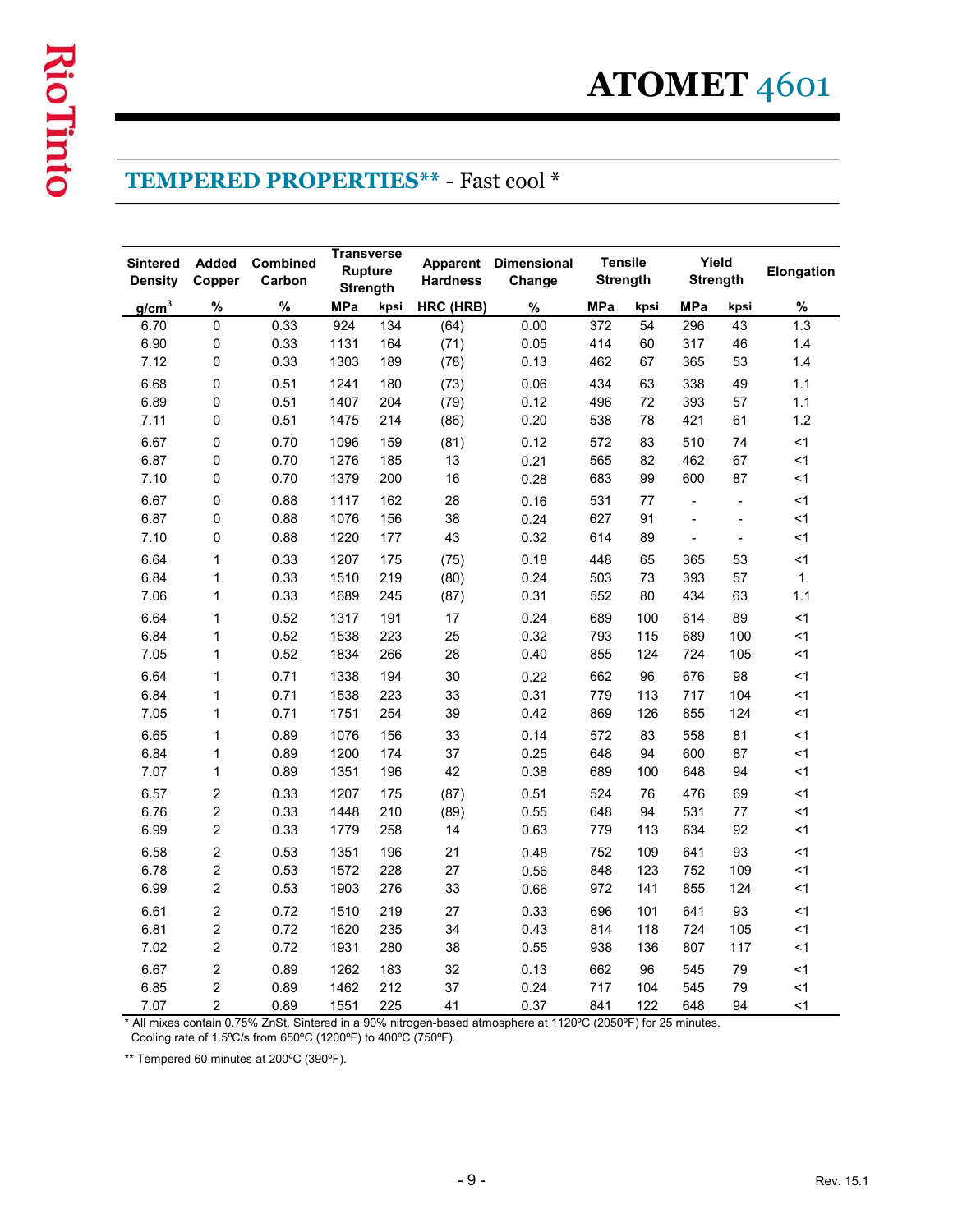# ATOMET 4601

## TEMPERED PROPERTIES** - Fast cool *

| Sintered Density | Added Copper | Combined Carbon | Transverse Rupture Strength | | Apparent Hardness | Dimensional Change | Tensile Strength | | Yield Strength | | Elongation |
|---|---|---|---|---|---|---|---|---|---|---|---|
| $g/cm^3$ | % | % | MPa | kpsi | HRC (HRB) | % | MPa | kpsi | MPa | kpsi | % |
| 6.70 | 0 | 0.33 | 924 | 134 | (64) | 0.00 | 372 | 54 | 296 | 43 | 1.3 |
| 6.90 | 0 | 0.33 | 1131 | 164 | (71) | 0.05 | 414 | 60 | 317 | 46 | 1.4 |
| 7.12 | 0 | 0.33 | 1303 | 189 | (78) | 0.13 | 462 | 67 | 365 | 53 | 1.4 |
| 6.68 | 0 | 0.51 | 1241 | 180 | (73) | 0.06 | 434 | 63 | 338 | 49 | 1.1 |
| 6.89 | 0 | 0.51 | 1407 | 204 | (79) | 0.12 | 496 | 72 | 393 | 57 | 1.1 |
| 7.11 | 0 | 0.51 | 1475 | 214 | (86) | 0.20 | 538 | 78 | 421 | 61 | 1.2 |
| 6.67 | 0 | 0.70 | 1096 | 159 | (81) | 0.12 | 572 | 83 | 510 | 74 | <1 |
| 6.87 | 0 | 0.70 | 1276 | 185 | 13 | 0.21 | 565 | 82 | 462 | 67 | <1 |
| 7.10 | 0 | 0.70 | 1379 | 200 | 16 | 0.28 | 683 | 99 | 600 | 87 | <1 |
| 6.67 | 0 | 0.88 | 1117 | 162 | 28 | 0.16 | 531 | 77 | - | - | <1 |
| 6.87 | 0 | 0.88 | 1076 | 156 | 38 | 0.24 | 627 | 91 | - | - | <1 |
| 7.10 | 0 | 0.88 | 1220 | 177 | 43 | 0.32 | 614 | 89 | - | - | <1 |
| 6.64 | 1 | 0.33 | 1207 | 175 | (75) | 0.18 | 448 | 65 | 365 | 53 | <1 |
| 6.84 | 1 | 0.33 | 1510 | 219 | (80) | 0.24 | 503 | 73 | 393 | 57 | 1 |
| 7.06 | 1 | 0.33 | 1689 | 245 | (87) | 0.31 | 552 | 80 | 434 | 63 | 1.1 |
| 6.64 | 1 | 0.52 | 1317 | 191 | 17 | 0.24 | 689 | 100 | 614 | 89 | <1 |
| 6.84 | 1 | 0.52 | 1538 | 223 | 25 | 0.32 | 793 | 115 | 689 | 100 | <1 |
| 7.05 | 1 | 0.52 | 1834 | 266 | 28 | 0.40 | 855 | 124 | 724 | 105 | <1 |
| 6.64 | 1 | 0.71 | 1338 | 194 | 30 | 0.22 | 662 | 96 | 676 | 98 | <1 |
| 6.84 | 1 | 0.71 | 1538 | 223 | 33 | 0.31 | 779 | 113 | 717 | 104 | <1 |
| 7.05 | 1 | 0.71 | 1751 | 254 | 39 | 0.42 | 869 | 126 | 855 | 124 | <1 |
| 6.65 | 1 | 0.89 | 1076 | 156 | 33 | 0.14 | 572 | 83 | 558 | 81 | <1 |
| 6.84 | 1 | 0.89 | 1200 | 174 | 37 | 0.25 | 648 | 94 | 600 | 87 | <1 |
| 7.07 | 1 | 0.89 | 1351 | 196 | 42 | 0.38 | 689 | 100 | 648 | 94 | <1 |
| 6.57 | 2 | 0.33 | 1207 | 175 | (87) | 0.51 | 524 | 76 | 476 | 69 | <1 |
| 6.76 | 2 | 0.33 | 1448 | 210 | (89) | 0.55 | 648 | 94 | 531 | 77 | <1 |
| 6.99 | 2 | 0.33 | 1779 | 258 | 14 | 0.63 | 779 | 113 | 634 | 92 | <1 |
| 6.58 | 2 | 0.53 | 1351 | 196 | 21 | 0.48 | 752 | 109 | 641 | 93 | <1 |
| 6.78 | 2 | 0.53 | 1572 | 228 | 27 | 0.56 | 848 | 123 | 752 | 109 | <1 |
| 6.99 | 2 | 0.53 | 1903 | 276 | 33 | 0.66 | 972 | 141 | 855 | 124 | <1 |
| 6.61 | 2 | 0.72 | 1510 | 219 | 27 | 0.33 | 696 | 101 | 641 | 93 | <1 |
| 6.81 | 2 | 0.72 | 1620 | 235 | 34 | 0.43 | 814 | 118 | 724 | 105 | <1 |
| 7.02 | 2 | 0.72 | 1931 | 280 | 38 | 0.55 | 938 | 136 | 807 | 117 | <1 |
| 6.67 | 2 | 0.89 | 1262 | 183 | 32 | 0.13 | 662 | 96 | 545 | 79 | <1 |
| 6.85 | 2 | 0.89 | 1462 | 212 | 37 | 0.24 | 717 | 104 | 545 | 79 | <1 |
| 7.07 | 2 | 0.89 | 1551 | 225 | 41 | 0.37 | 841 | 122 | 648 | 94 | <1 |

* All mixes contain 0.75% ZnSt. Sintered in a 90% nitrogen-based atmosphere at 1120ºC (2050ºF) for 25 minutes. Cooling rate of 1.5ºC/s from 650ºC (1200ºF) to 400ºC (750ºF).

** Tempered 60 minutes at 200ºC (390ºF).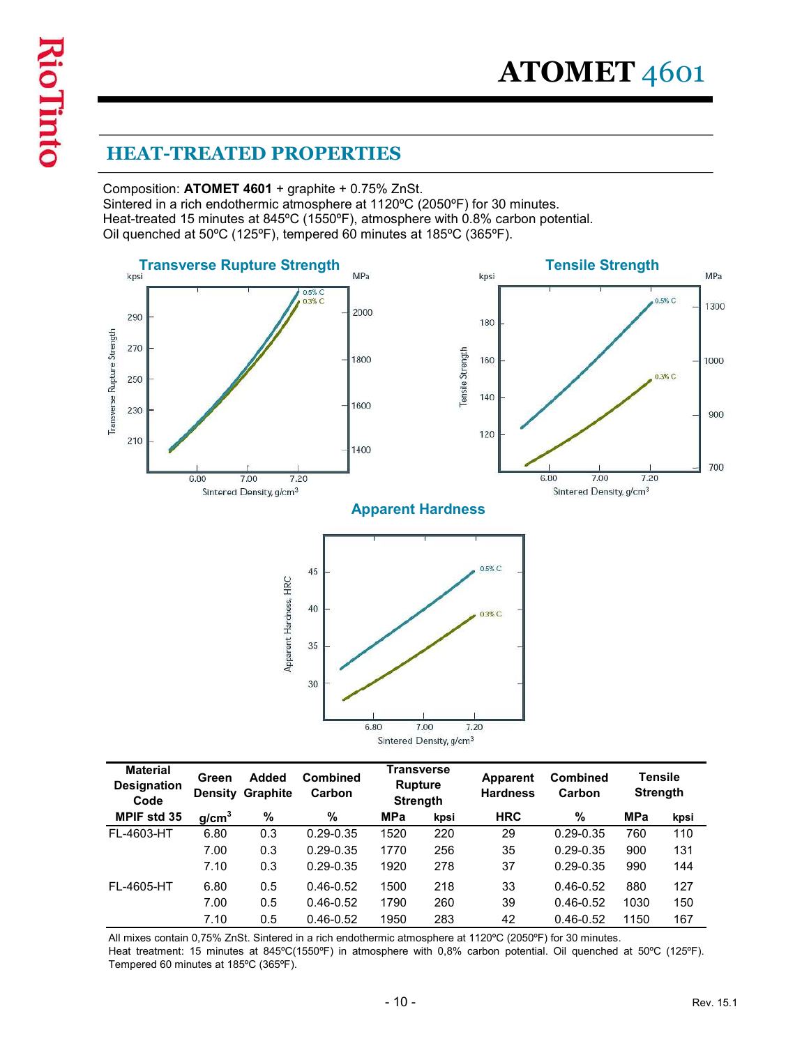# ATOMET 4601

## HEAT-TREATED PROPERTIES

Composition: **ATOMET 4601** + graphite + 0.75% ZnSt.
Sintered in a rich endothermic atmosphere at 1120ºC (2050ºF) for 30 minutes.
Heat-treated 15 minutes at 845ºC (1550ºF), atmosphere with 0.8% carbon potential.
Oil quenched at 50ºC (125ºF), tempered 60 minutes at 185ºC (365ºF).

**Transverse Rupture Strength**

**Tensile Strength**

**Apparent Hardness**

| Material Designation Code | Green Density | Added Graphite | Combined Carbon | Transverse Rupture Strength | | Apparent Hardness | Combined Carbon | Tensile Strength | |
|---|---|---|---|---|---|---|---|---|---|
| MPIF std 35 | g/cm$^3$ | % | % | MPa | kpsi | HRC | % | MPa | kpsi |
| FL-4603-HT | 6.80 | 0.3 | 0.29-0.35 | 1520 | 220 | 29 | 0.29-0.35 | 760 | 110 |
| | 7.00 | 0.3 | 0.29-0.35 | 1770 | 256 | 35 | 0.29-0.35 | 900 | 131 |
| | 7.10 | 0.3 | 0.29-0.35 | 1920 | 278 | 37 | 0.29-0.35 | 990 | 144 |
| FL-4605-HT | 6.80 | 0.5 | 0.46-0.52 | 1500 | 218 | 33 | 0.46-0.52 | 880 | 127 |
| | 7.00 | 0.5 | 0.46-0.52 | 1790 | 260 | 39 | 0.46-0.52 | 1030 | 150 |
| | 7.10 | 0.5 | 0.46-0.52 | 1950 | 283 | 42 | 0.46-0.52 | 1150 | 167 |

All mixes contain 0,75% ZnSt. Sintered in a rich endothermic atmosphere at 1120ºC (2050ºF) for 30 minutes.
Heat treatment: 15 minutes at 845ºC(1550ºF) in atmosphere with 0,8% carbon potential. Oil quenched at 50ºC (125ºF). Tempered 60 minutes at 185ºC (365ºF).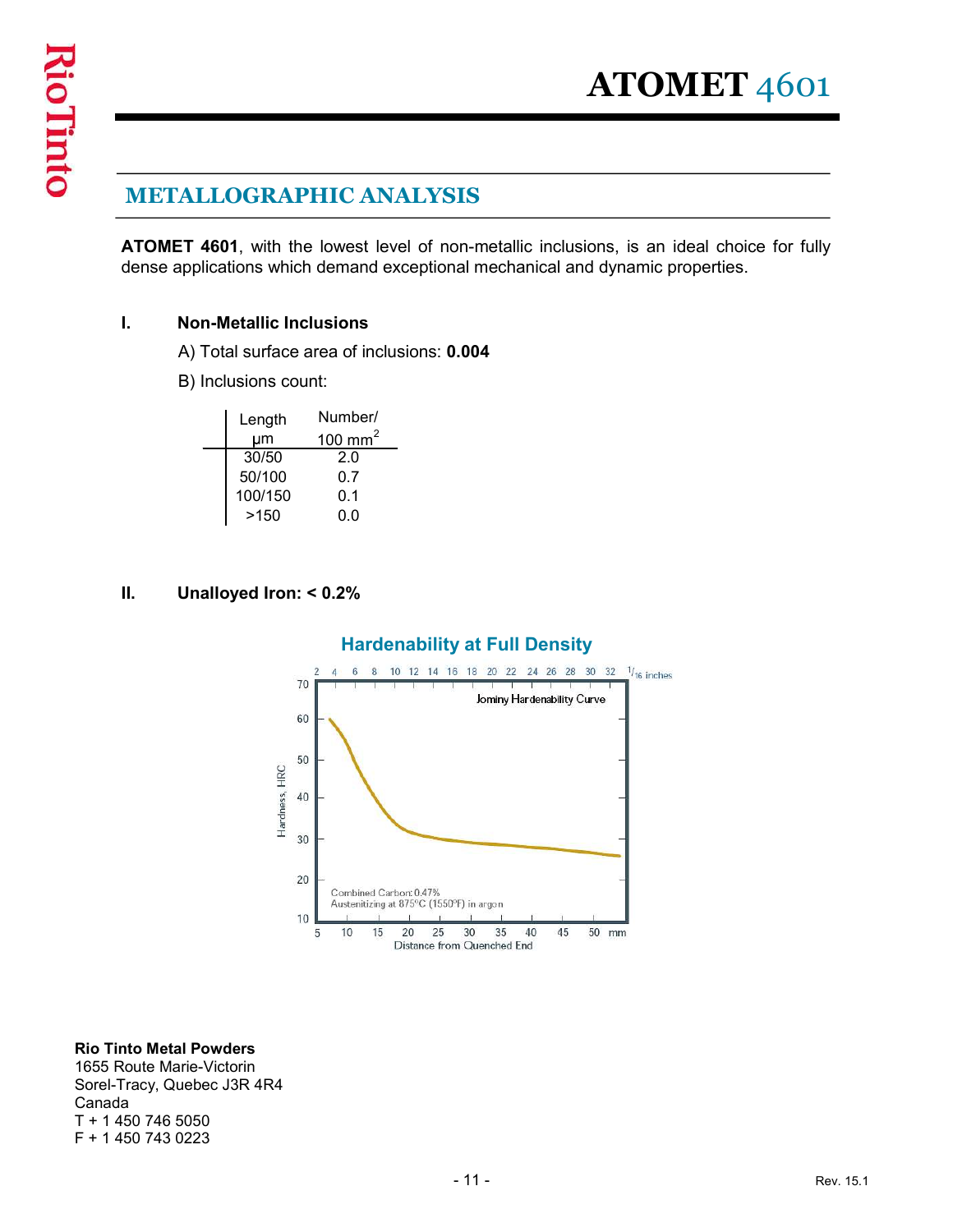# ATOMET 4601

## METALLOGRAPHIC ANALYSIS

**ATOMET 4601**, with the lowest level of non-metallic inclusions, is an ideal choice for fully dense applications which demand exceptional mechanical and dynamic properties.

### I. Non-Metallic Inclusions

A) Total surface area of inclusions: **0.004**

B) Inclusions count:

| Length µm | Number/ 100 mm$^2$ |
|---|---|
| 30/50 | 2.0 |
| 50/100 | 0.7 |
| 100/150 | 0.1 |
| >150 | 0.0 |

### II. Unalloyed Iron: < 0.2%

**Hardenability at Full Density**

Jominy Hardenability Curve

Hardness, HRC

70
60
50
40
30
20
10

2 4 6 8 10 12 14 16 18 20 22 24 26 28 30 32 1/16 inches

5 10 15 20 25 30 35 40 45 50 mm

Distance from Quenched End

Combined Carbon: 0.47%
Austenitizing at 875°C (1550°F) in argon

**Rio Tinto Metal Powders**
1655 Route Marie-Victorin
Sorel-Tracy, Quebec J3R 4R4
Canada
T + 1 450 746 5050
F + 1 450 743 0223

Rev. 15.1